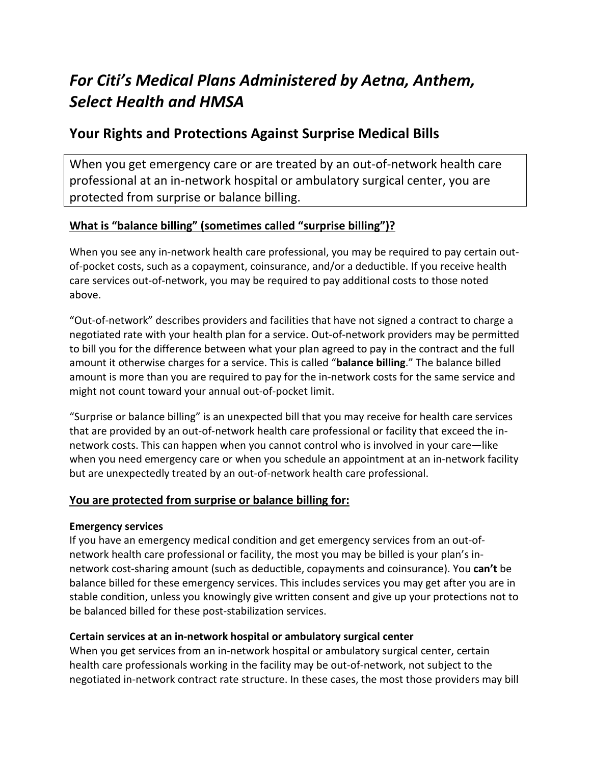# *For Citi's Medical Plans Administered by Aetna, Anthem, Select Health and HMSA*

## Your Rights and Protections Against Surprise Medical Bills

When you get emergency care or are treated by an out-of-network health care professional at an in-network hospital or ambulatory surgical center, you are protected from surprise or balance billing.

### What is "balance billing" (sometimes called "surprise billing")?

When you see any in-network health care professional, you may be required to pay certain out-of-pocket costs, such as a copayment, coinsurance, and/or a deductible. If you receive health care services out-of-network, you may be required to pay additional costs to those noted above.

"Out-of-network" describes providers and facilities that have not signed a contract to charge a negotiated rate with your health plan for a service. Out-of-network providers may be permitted to bill you for the difference between what your plan agreed to pay in the contract and the full amount it otherwise charges for a service. This is called "**balance billing**." The balance billed amount is more than you are required to pay for the in-network costs for the same service and might not count toward your annual out-of-pocket limit.

"Surprise or balance billing" is an unexpected bill that you may receive for health care services that are provided by an out-of-network health care professional or facility that exceed the in-network costs. This can happen when you cannot control who is involved in your care—like when you need emergency care or when you schedule an appointment at an in-network facility but are unexpectedly treated by an out-of-network health care professional.

### You are protected from surprise or balance billing for:

**Emergency services**
If you have an emergency medical condition and get emergency services from an out-of-network health care professional or facility, the most you may be billed is your plan's in-network cost-sharing amount (such as deductible, copayments and coinsurance). You **can't** be balance billed for these emergency services. This includes services you may get after you are in stable condition, unless you knowingly give written consent and give up your protections not to be balanced billed for these post-stabilization services.

**Certain services at an in-network hospital or ambulatory surgical center**
When you get services from an in-network hospital or ambulatory surgical center, certain health care professionals working in the facility may be out-of-network, not subject to the negotiated in-network contract rate structure. In these cases, the most those providers may bill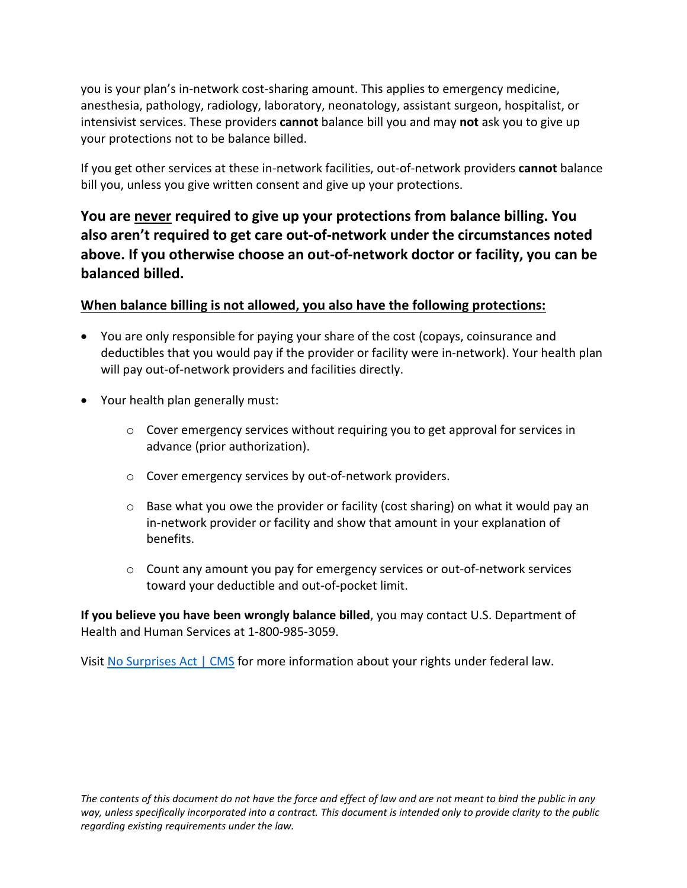you is your plan's in-network cost-sharing amount. This applies to emergency medicine, anesthesia, pathology, radiology, laboratory, neonatology, assistant surgeon, hospitalist, or intensivist services. These providers **cannot** balance bill you and may **not** ask you to give up your protections not to be balance billed.

If you get other services at these in-network facilities, out-of-network providers **cannot** balance bill you, unless you give written consent and give up your protections.

**You are <u>never</u> required to give up your protections from balance billing. You also aren't required to get care out-of-network under the circumstances noted above. If you otherwise choose an out-of-network doctor or facility, you can be balanced billed.**

**<u>When balance billing is not allowed, you also have the following protections:</u>**

- You are only responsible for paying your share of the cost (copays, coinsurance and deductibles that you would pay if the provider or facility were in-network). Your health plan will pay out-of-network providers and facilities directly.
- Your health plan generally must:
  - Cover emergency services without requiring you to get approval for services in advance (prior authorization).
  - Cover emergency services by out-of-network providers.
  - Base what you owe the provider or facility (cost sharing) on what it would pay an in-network provider or facility and show that amount in your explanation of benefits.
  - Count any amount you pay for emergency services or out-of-network services toward your deductible and out-of-pocket limit.

**If you believe you have been wrongly balance billed**, you may contact U.S. Department of Health and Human Services at 1-800-985-3059.

Visit [No Surprises Act | CMS] for more information about your rights under federal law.

*The contents of this document do not have the force and effect of law and are not meant to bind the public in any way, unless specifically incorporated into a contract. This document is intended only to provide clarity to the public regarding existing requirements under the law.*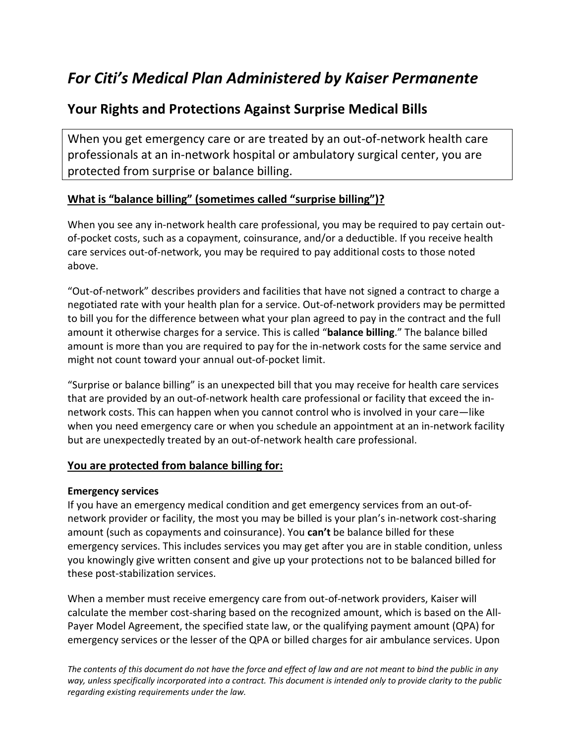# *For Citi's Medical Plan Administered by Kaiser Permanente*

## Your Rights and Protections Against Surprise Medical Bills

When you get emergency care or are treated by an out-of-network health care professionals at an in-network hospital or ambulatory surgical center, you are protected from surprise or balance billing.

### What is "balance billing" (sometimes called "surprise billing")?

When you see any in-network health care professional, you may be required to pay certain out-of-pocket costs, such as a copayment, coinsurance, and/or a deductible. If you receive health care services out-of-network, you may be required to pay additional costs to those noted above.

"Out-of-network" describes providers and facilities that have not signed a contract to charge a negotiated rate with your health plan for a service. Out-of-network providers may be permitted to bill you for the difference between what your plan agreed to pay in the contract and the full amount it otherwise charges for a service. This is called "**balance billing**." The balance billed amount is more than you are required to pay for the in-network costs for the same service and might not count toward your annual out-of-pocket limit.

"Surprise or balance billing" is an unexpected bill that you may receive for health care services that are provided by an out-of-network health care professional or facility that exceed the in-network costs. This can happen when you cannot control who is involved in your care—like when you need emergency care or when you schedule an appointment at an in-network facility but are unexpectedly treated by an out-of-network health care professional.

### You are protected from balance billing for:

**Emergency services**

If you have an emergency medical condition and get emergency services from an out-of-network provider or facility, the most you may be billed is your plan's in-network cost-sharing amount (such as copayments and coinsurance). You **can't** be balance billed for these emergency services. This includes services you may get after you are in stable condition, unless you knowingly give written consent and give up your protections not to be balanced billed for these post-stabilization services.

When a member must receive emergency care from out-of-network providers, Kaiser will calculate the member cost-sharing based on the recognized amount, which is based on the All-Payer Model Agreement, the specified state law, or the qualifying payment amount (QPA) for emergency services or the lesser of the QPA or billed charges for air ambulance services. Upon

*The contents of this document do not have the force and effect of law and are not meant to bind the public in any way, unless specifically incorporated into a contract. This document is intended only to provide clarity to the public regarding existing requirements under the law.*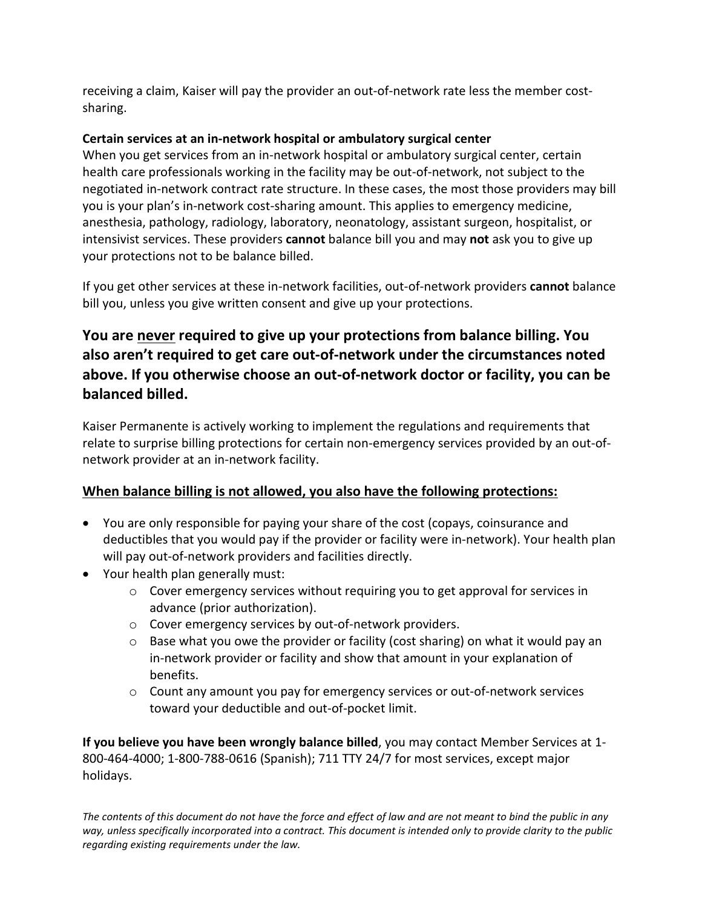receiving a claim, Kaiser will pay the provider an out-of-network rate less the member cost-sharing.

**Certain services at an in-network hospital or ambulatory surgical center**
When you get services from an in-network hospital or ambulatory surgical center, certain health care professionals working in the facility may be out-of-network, not subject to the negotiated in-network contract rate structure. In these cases, the most those providers may bill you is your plan's in-network cost-sharing amount. This applies to emergency medicine, anesthesia, pathology, radiology, laboratory, neonatology, assistant surgeon, hospitalist, or intensivist services. These providers **cannot** balance bill you and may **not** ask you to give up your protections not to be balance billed.

If you get other services at these in-network facilities, out-of-network providers **cannot** balance bill you, unless you give written consent and give up your protections.

## You are <u>never</u> required to give up your protections from balance billing. You also aren't required to get care out-of-network under the circumstances noted above. If you otherwise choose an out-of-network doctor or facility, you can be balanced billed.

Kaiser Permanente is actively working to implement the regulations and requirements that relate to surprise billing protections for certain non-emergency services provided by an out-of-network provider at an in-network facility.

### <u>When balance billing is not allowed, you also have the following protections:</u>

- You are only responsible for paying your share of the cost (copays, coinsurance and deductibles that you would pay if the provider or facility were in-network). Your health plan will pay out-of-network providers and facilities directly.
- Your health plan generally must:
  - Cover emergency services without requiring you to get approval for services in advance (prior authorization).
  - Cover emergency services by out-of-network providers.
  - Base what you owe the provider or facility (cost sharing) on what it would pay an in-network provider or facility and show that amount in your explanation of benefits.
  - Count any amount you pay for emergency services or out-of-network services toward your deductible and out-of-pocket limit.

**If you believe you have been wrongly balance billed**, you may contact Member Services at 1-800-464-4000; 1-800-788-0616 (Spanish); 711 TTY 24/7 for most services, except major holidays.

*The contents of this document do not have the force and effect of law and are not meant to bind the public in any way, unless specifically incorporated into a contract. This document is intended only to provide clarity to the public regarding existing requirements under the law.*